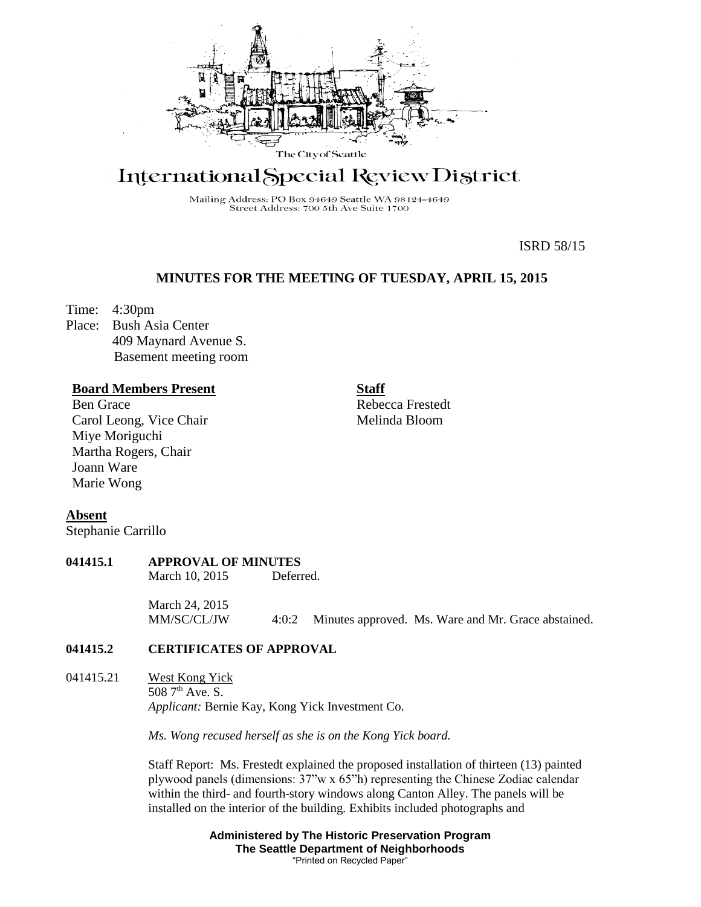The City of Seattle

# International Special Review District

Mailing Address: PO Box 94649 Seattle WA 98124-4649
Street Address: 700 5th Ave Suite 1700

ISRD 58/15

## MINUTES FOR THE MEETING OF TUESDAY, APRIL 15, 2015

Time: 4:30pm
Place: Bush Asia Center
409 Maynard Avenue S.
Basement meeting room

**Board Members Present**
Ben Grace
Carol Leong, Vice Chair
Miye Moriguchi
Martha Rogers, Chair
Joann Ware
Marie Wong

**Staff**
Rebecca Frestedt
Melinda Bloom

**Absent**
Stephanie Carrillo

**041415.1 APPROVAL OF MINUTES**

March 10, 2015 Deferred.

March 24, 2015
MM/SC/CL/JW 4:0:2 Minutes approved. Ms. Ware and Mr. Grace abstained.

**041415.2 CERTIFICATES OF APPROVAL**

041415.21 West Kong Yick
508 7th Ave. S.
*Applicant:* Bernie Kay, Kong Yick Investment Co.

*Ms. Wong recused herself as she is on the Kong Yick board.*

Staff Report: Ms. Frestedt explained the proposed installation of thirteen (13) painted plywood panels (dimensions: 37"w x 65"h) representing the Chinese Zodiac calendar within the third- and fourth-story windows along Canton Alley. The panels will be installed on the interior of the building. Exhibits included photographs and

**Administered by The Historic Preservation Program**
**The Seattle Department of Neighborhoods**
"Printed on Recycled Paper"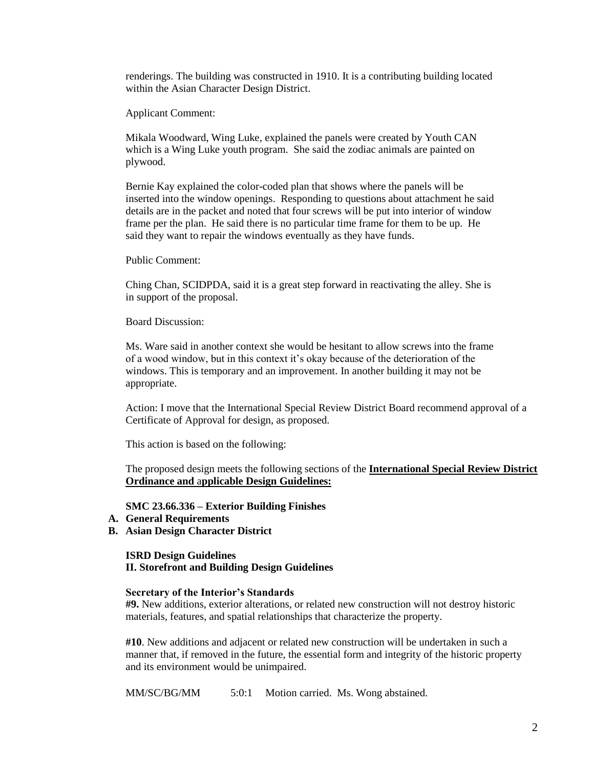renderings. The building was constructed in 1910. It is a contributing building located within the Asian Character Design District.

Applicant Comment:

Mikala Woodward, Wing Luke, explained the panels were created by Youth CAN which is a Wing Luke youth program. She said the zodiac animals are painted on plywood.

Bernie Kay explained the color-coded plan that shows where the panels will be inserted into the window openings. Responding to questions about attachment he said details are in the packet and noted that four screws will be put into interior of window frame per the plan. He said there is no particular time frame for them to be up. He said they want to repair the windows eventually as they have funds.

Public Comment:

Ching Chan, SCIDPDA, said it is a great step forward in reactivating the alley. She is in support of the proposal.

Board Discussion:

Ms. Ware said in another context she would be hesitant to allow screws into the frame of a wood window, but in this context it's okay because of the deterioration of the windows. This is temporary and an improvement. In another building it may not be appropriate.

Action: I move that the International Special Review District Board recommend approval of a Certificate of Approval for design, as proposed.

This action is based on the following:

The proposed design meets the following sections of the **International Special Review District Ordinance and applicable Design Guidelines:**

**SMC 23.66.336 – Exterior Building Finishes**

**A. General Requirements**
**B. Asian Design Character District**

**ISRD Design Guidelines**
**II. Storefront and Building Design Guidelines**

**Secretary of the Interior's Standards**
**#9.** New additions, exterior alterations, or related new construction will not destroy historic materials, features, and spatial relationships that characterize the property.

**#10**. New additions and adjacent or related new construction will be undertaken in such a manner that, if removed in the future, the essential form and integrity of the historic property and its environment would be unimpaired.

MM/SC/BG/MM 5:0:1 Motion carried. Ms. Wong abstained.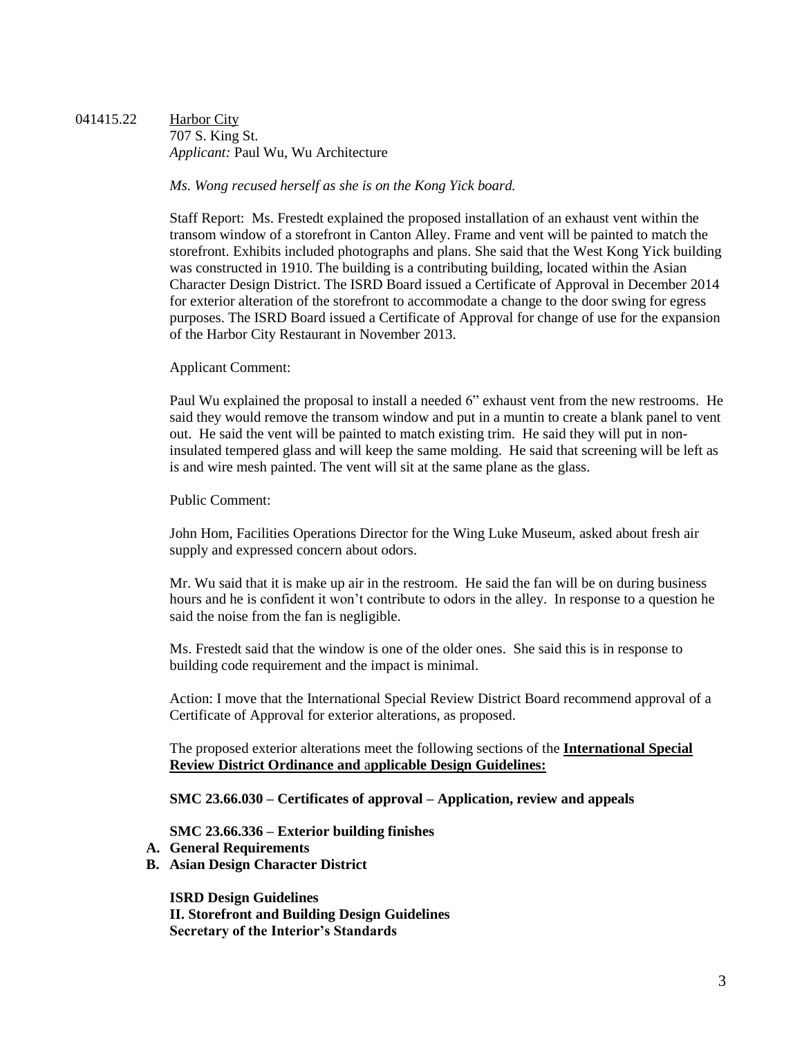041415.22 Harbor City
707 S. King St.
*Applicant:* Paul Wu, Wu Architecture

*Ms. Wong recused herself as she is on the Kong Yick board.*

Staff Report: Ms. Frestedt explained the proposed installation of an exhaust vent within the transom window of a storefront in Canton Alley. Frame and vent will be painted to match the storefront. Exhibits included photographs and plans. She said that the West Kong Yick building was constructed in 1910. The building is a contributing building, located within the Asian Character Design District. The ISRD Board issued a Certificate of Approval in December 2014 for exterior alteration of the storefront to accommodate a change to the door swing for egress purposes. The ISRD Board issued a Certificate of Approval for change of use for the expansion of the Harbor City Restaurant in November 2013.

Applicant Comment:

Paul Wu explained the proposal to install a needed 6" exhaust vent from the new restrooms. He said they would remove the transom window and put in a muntin to create a blank panel to vent out. He said the vent will be painted to match existing trim. He said they will put in non-insulated tempered glass and will keep the same molding. He said that screening will be left as is and wire mesh painted. The vent will sit at the same plane as the glass.

Public Comment:

John Hom, Facilities Operations Director for the Wing Luke Museum, asked about fresh air supply and expressed concern about odors.

Mr. Wu said that it is make up air in the restroom. He said the fan will be on during business hours and he is confident it won't contribute to odors in the alley. In response to a question he said the noise from the fan is negligible.

Ms. Frestedt said that the window is one of the older ones. She said this is in response to building code requirement and the impact is minimal.

Action: I move that the International Special Review District Board recommend approval of a Certificate of Approval for exterior alterations, as proposed.

The proposed exterior alterations meet the following sections of the **International Special Review District Ordinance and applicable Design Guidelines:**

**SMC 23.66.030 – Certificates of approval – Application, review and appeals**

**SMC 23.66.336 – Exterior building finishes**

**A. General Requirements**
**B. Asian Design Character District**

**ISRD Design Guidelines**
**II. Storefront and Building Design Guidelines**
**Secretary of the Interior's Standards**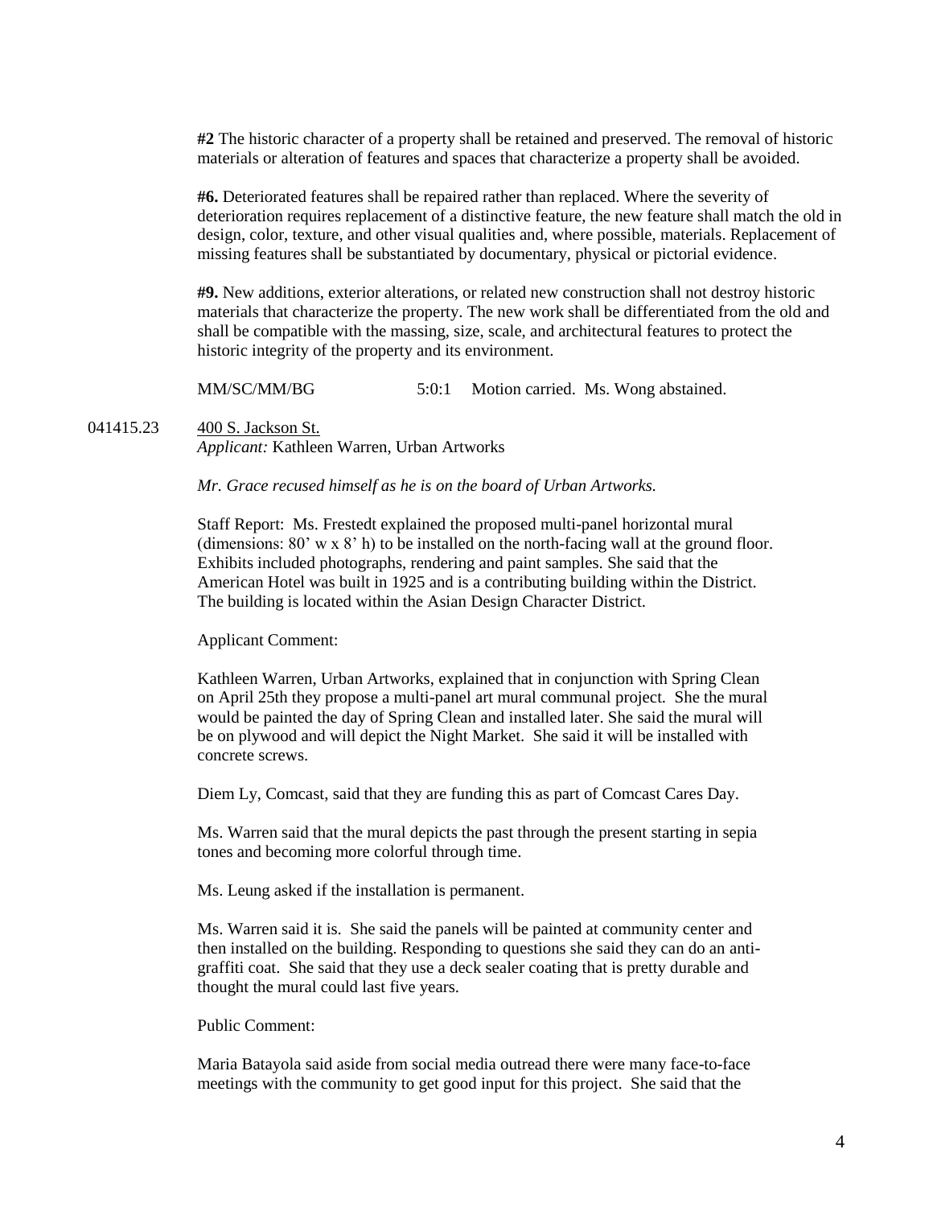**#2** The historic character of a property shall be retained and preserved. The removal of historic materials or alteration of features and spaces that characterize a property shall be avoided.

**#6.** Deteriorated features shall be repaired rather than replaced. Where the severity of deterioration requires replacement of a distinctive feature, the new feature shall match the old in design, color, texture, and other visual qualities and, where possible, materials. Replacement of missing features shall be substantiated by documentary, physical or pictorial evidence.

**#9.** New additions, exterior alterations, or related new construction shall not destroy historic materials that characterize the property. The new work shall be differentiated from the old and shall be compatible with the massing, size, scale, and architectural features to protect the historic integrity of the property and its environment.

MM/SC/MM/BG 5:0:1 Motion carried. Ms. Wong abstained.

041415.23 400 S. Jackson St.
*Applicant:* Kathleen Warren, Urban Artworks

*Mr. Grace recused himself as he is on the board of Urban Artworks.*

Staff Report: Ms. Frestedt explained the proposed multi-panel horizontal mural (dimensions: 80' w x 8' h) to be installed on the north-facing wall at the ground floor. Exhibits included photographs, rendering and paint samples. She said that the American Hotel was built in 1925 and is a contributing building within the District. The building is located within the Asian Design Character District.

Applicant Comment:

Kathleen Warren, Urban Artworks, explained that in conjunction with Spring Clean on April 25th they propose a multi-panel art mural communal project. She the mural would be painted the day of Spring Clean and installed later. She said the mural will be on plywood and will depict the Night Market. She said it will be installed with concrete screws.

Diem Ly, Comcast, said that they are funding this as part of Comcast Cares Day.

Ms. Warren said that the mural depicts the past through the present starting in sepia tones and becoming more colorful through time.

Ms. Leung asked if the installation is permanent.

Ms. Warren said it is. She said the panels will be painted at community center and then installed on the building. Responding to questions she said they can do an anti-graffiti coat. She said that they use a deck sealer coating that is pretty durable and thought the mural could last five years.

Public Comment:

Maria Batayola said aside from social media outread there were many face-to-face meetings with the community to get good input for this project. She said that the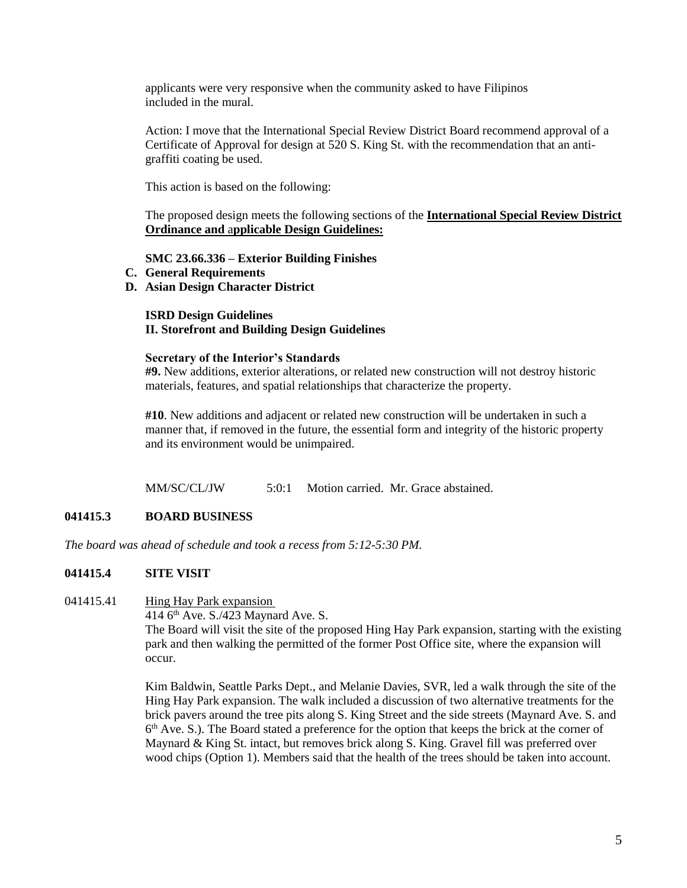applicants were very responsive when the community asked to have Filipinos included in the mural.

Action: I move that the International Special Review District Board recommend approval of a Certificate of Approval for design at 520 S. King St. with the recommendation that an anti-graffiti coating be used.

This action is based on the following:

The proposed design meets the following sections of the **International Special Review District Ordinance and applicable Design Guidelines:**

**SMC 23.66.336 – Exterior Building Finishes**

**C. General Requirements**

**D. Asian Design Character District**

**ISRD Design Guidelines**
**II. Storefront and Building Design Guidelines**

**Secretary of the Interior's Standards**
**#9.** New additions, exterior alterations, or related new construction will not destroy historic materials, features, and spatial relationships that characterize the property.

**#10**. New additions and adjacent or related new construction will be undertaken in such a manner that, if removed in the future, the essential form and integrity of the historic property and its environment would be unimpaired.

MM/SC/CL/JW 5:0:1 Motion carried. Mr. Grace abstained.

**041415.3 BOARD BUSINESS**

*The board was ahead of schedule and took a recess from 5:12-5:30 PM.*

**041415.4 SITE VISIT**

041415.41 Hing Hay Park expansion
414 6th Ave. S./423 Maynard Ave. S.
The Board will visit the site of the proposed Hing Hay Park expansion, starting with the existing park and then walking the permitted of the former Post Office site, where the expansion will occur.

Kim Baldwin, Seattle Parks Dept., and Melanie Davies, SVR, led a walk through the site of the Hing Hay Park expansion. The walk included a discussion of two alternative treatments for the brick pavers around the tree pits along S. King Street and the side streets (Maynard Ave. S. and 6th Ave. S.). The Board stated a preference for the option that keeps the brick at the corner of Maynard & King St. intact, but removes brick along S. King. Gravel fill was preferred over wood chips (Option 1). Members said that the health of the trees should be taken into account.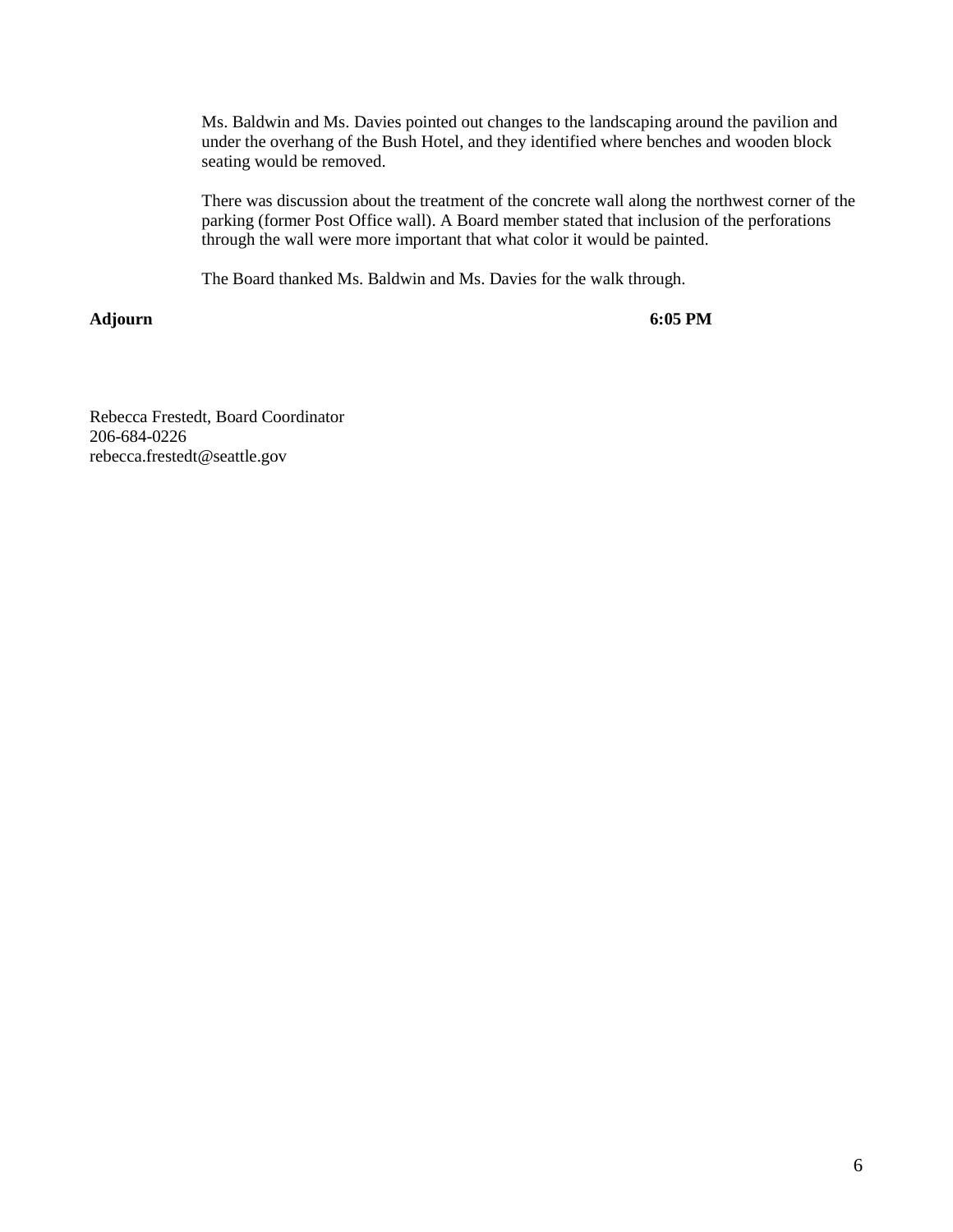Ms. Baldwin and Ms. Davies pointed out changes to the landscaping around the pavilion and under the overhang of the Bush Hotel, and they identified where benches and wooden block seating would be removed.

There was discussion about the treatment of the concrete wall along the northwest corner of the parking (former Post Office wall). A Board member stated that inclusion of the perforations through the wall were more important that what color it would be painted.

The Board thanked Ms. Baldwin and Ms. Davies for the walk through.

**Adjourn** **6:05 PM**

Rebecca Frestedt, Board Coordinator
206-684-0226
rebecca.frestedt@seattle.gov